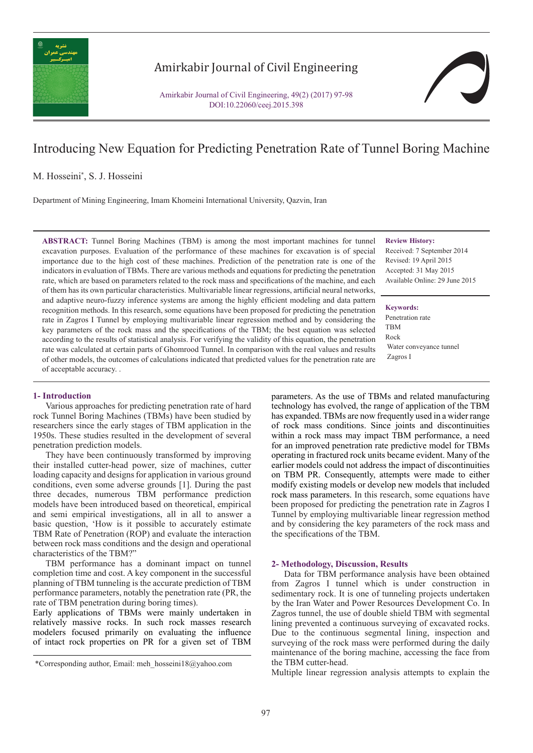# Introducing New Equation for Predicting Penetration Rate of Tunnel Boring Machine

M. Hosseini*, S. J. Hosseini

Department of Mining Engineering, Imam Khomeini International University, Qazvin, Iran

**ABSTRACT:** Tunnel Boring Machines (TBM) is among the most important machines for tunnel excavation purposes. Evaluation of the performance of these machines for excavation is of special importance due to the high cost of these machines. Prediction of the penetration rate is one of the indicators in evaluation of TBMs. There are various methods and equations for predicting the penetration rate, which are based on parameters related to the rock mass and specifications of the machine, and each of them has its own particular characteristics. Multivariable linear regressions, artificial neural networks, and adaptive neuro-fuzzy inference systems are among the highly efficient modeling and data pattern recognition methods. In this research, some equations have been proposed for predicting the penetration rate in Zagros I Tunnel by employing multivariable linear regression method and by considering the key parameters of the rock mass and the specifications of the TBM; the best equation was selected according to the results of statistical analysis. For verifying the validity of this equation, the penetration rate was calculated at certain parts of Ghomrood Tunnel. In comparison with the real values and results of other models, the outcomes of calculations indicated that predicted values for the penetration rate are of acceptable accuracy. .

**Review History:**

Received: 7 September 2014
Revised: 19 April 2015
Accepted: 31 May 2015
Available Online: 29 June 2015

**Keywords:**

Penetration rate
TBM
Rock
Water conveyance tunnel
Zagros I

## 1- Introduction

Various approaches for predicting penetration rate of hard rock Tunnel Boring Machines (TBMs) have been studied by researchers since the early stages of TBM application in the 1950s. These studies resulted in the development of several penetration prediction models.

They have been continuously transformed by improving their installed cutter-head power, size of machines, cutter loading capacity and designs for application in various ground conditions, even some adverse grounds [1]. During the past three decades, numerous TBM performance prediction models have been introduced based on theoretical, empirical and semi empirical investigations, all in all to answer a basic question, 'How is it possible to accurately estimate TBM Rate of Penetration (ROP) and evaluate the interaction between rock mass conditions and the design and operational characteristics of the TBM?"

TBM performance has a dominant impact on tunnel completion time and cost. A key component in the successful planning of TBM tunneling is the accurate prediction of TBM performance parameters, notably the penetration rate (PR, the rate of TBM penetration during boring times).

Early applications of TBMs were mainly undertaken in relatively massive rocks. In such rock masses research modelers focused primarily on evaluating the influence of intact rock properties on PR for a given set of TBM parameters. As the use of TBMs and related manufacturing technology has evolved, the range of application of the TBM has expanded. TBMs are now frequently used in a wider range of rock mass conditions. Since joints and discontinuities within a rock mass may impact TBM performance, a need for an improved penetration rate predictive model for TBMs operating in fractured rock units became evident. Many of the earlier models could not address the impact of discontinuities on TBM PR. Consequently, attempts were made to either modify existing models or develop new models that included rock mass parameters. In this research, some equations have been proposed for predicting the penetration rate in Zagros I Tunnel by employing multivariable linear regression method and by considering the key parameters of the rock mass and the specifications of the TBM.

## 2- Methodology, Discussion, Results

Data for TBM performance analysis have been obtained from Zagros I tunnel which is under construction in sedimentary rock. It is one of tunneling projects undertaken by the Iran Water and Power Resources Development Co. In Zagros tunnel, the use of double shield TBM with segmental lining prevented a continuous surveying of excavated rocks. Due to the continuous segmental lining, inspection and surveying of the rock mass were performed during the daily maintenance of the boring machine, accessing the face from the TBM cutter-head.

Multiple linear regression analysis attempts to explain the

*Corresponding author, Email: meh_hosseini18@yahoo.com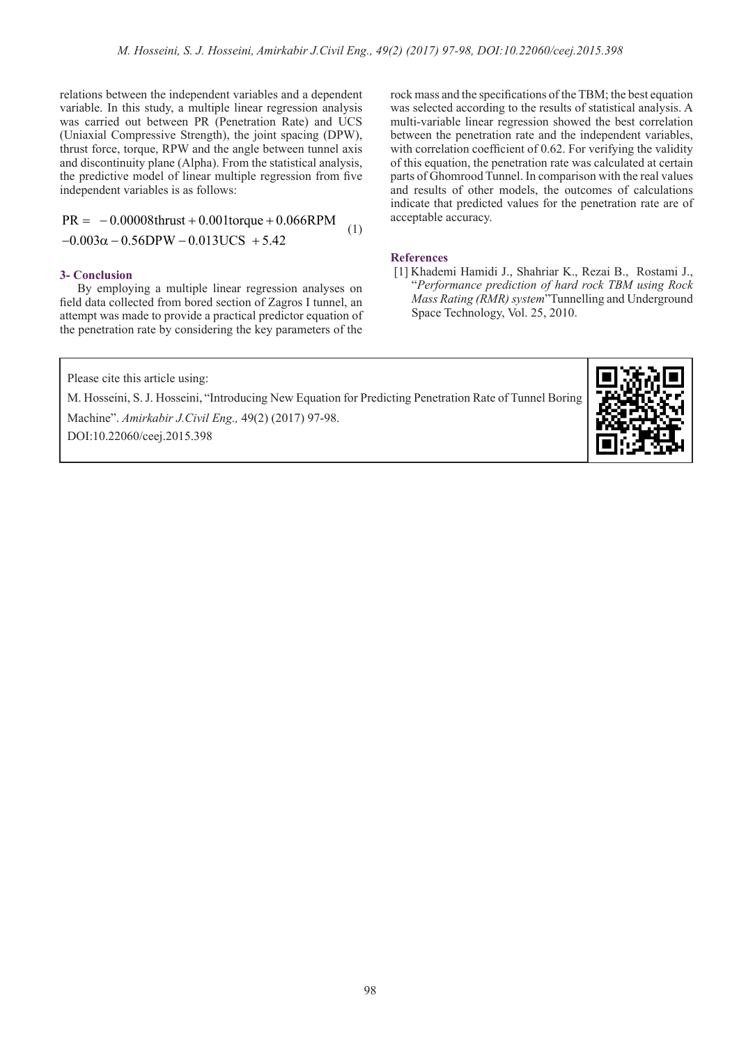relations between the independent variables and a dependent variable. In this study, a multiple linear regression analysis was carried out between PR (Penetration Rate) and UCS (Uniaxial Compressive Strength), the joint spacing (DPW), thrust force, torque, RPW and the angle between tunnel axis and discontinuity plane (Alpha). From the statistical analysis, the predictive model of linear multiple regression from five independent variables is as follows:

$$PR = -0.00008\text{thrust} + 0.001\text{torque} + 0.066\text{RPM} \\ -0.003\alpha - 0.56\text{DPW} - 0.013\text{UCS} + 5.42 \quad (1)$$

## 3- Conclusion

By employing a multiple linear regression analyses on field data collected from bored section of Zagros I tunnel, an attempt was made to provide a practical predictor equation of the penetration rate by considering the key parameters of the rock mass and the specifications of the TBM; the best equation was selected according to the results of statistical analysis. A multi-variable linear regression showed the best correlation between the penetration rate and the independent variables, with correlation coefficient of 0.62. For verifying the validity of this equation, the penetration rate was calculated at certain parts of Ghomrood Tunnel. In comparison with the real values and results of other models, the outcomes of calculations indicate that predicted values for the penetration rate are of acceptable accuracy.

## References

[1] Khademi Hamidi J., Shahriar K., Rezai B., Rostami J., "*Performance prediction of hard rock TBM using Rock Mass Rating (RMR) system*"Tunnelling and Underground Space Technology, Vol. 25, 2010.

Please cite this article using:

M. Hosseini, S. J. Hosseini, "Introducing New Equation for Predicting Penetration Rate of Tunnel Boring Machine". *Amirkabir J.Civil Eng.,* 49(2) (2017) 97-98.

DOI:10.22060/ceej.2015.398